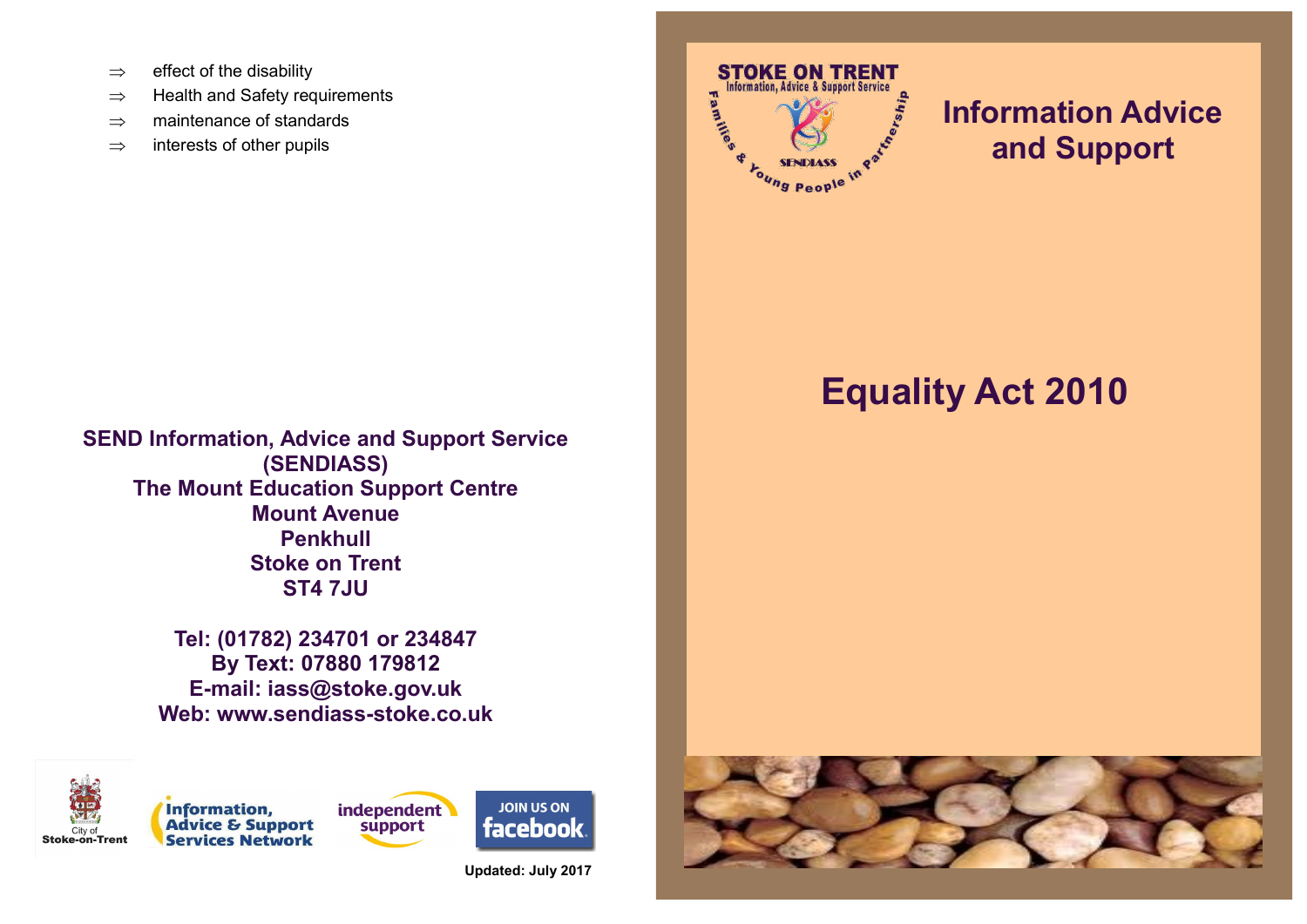- ⇒ effect of the disability
- ⇒ Health and Safety requirements
- ⇒ maintenance of standards
- ⇒ interests of other pupils

**SEND Information, Advice and Support Service (SENDIASS)**
**The Mount Education Support Centre**
**Mount Avenue**
**Penkhull**
**Stoke on Trent**
**ST4 7JU**

**Tel: (01782) 234701 or 234847**
**By Text: 07880 179812**
**E-mail: iass@stoke.gov.uk**
**Web: www.sendiass-stoke.co.uk**

City of Stoke-on-Trent

Information, Advice & Support Services Network

independent support

JOIN US ON facebook

**Updated: July 2017**

STOKE ON TRENT
Information, Advice & Support Service
SENDIASS
Families & Young People in Partnership

# Information Advice and Support

# Equality Act 2010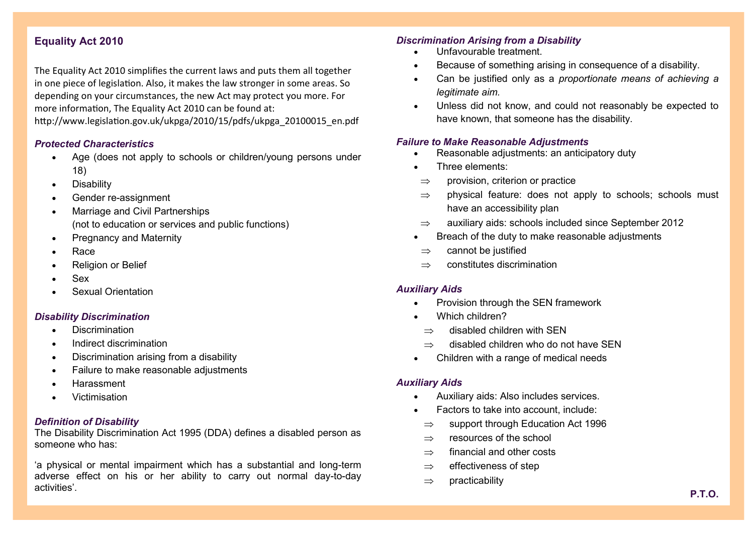## Equality Act 2010

The Equality Act 2010 simplifies the current laws and puts them all together in one piece of legislation. Also, it makes the law stronger in some areas. So depending on your circumstances, the new Act may protect you more. For more information, The Equality Act 2010 can be found at:
http://www.legislation.gov.uk/ukpga/2010/15/pdfs/ukpga_20100015_en.pdf

### *Protected Characteristics*

- Age (does not apply to schools or children/young persons under 18)
- Disability
- Gender re-assignment
- Marriage and Civil Partnerships
  (not to education or services and public functions)
- Pregnancy and Maternity
- Race
- Religion or Belief
- Sex
- Sexual Orientation

### *Disability Discrimination*

- Discrimination
- Indirect discrimination
- Discrimination arising from a disability
- Failure to make reasonable adjustments
- Harassment
- Victimisation

### *Definition of Disability*

The Disability Discrimination Act 1995 (DDA) defines a disabled person as someone who has:

'a physical or mental impairment which has a substantial and long-term adverse effect on his or her ability to carry out normal day-to-day activities'.

### *Discrimination Arising from a Disability*

- Unfavourable treatment.
- Because of something arising in consequence of a disability.
- Can be justified only as a *proportionate means of achieving a legitimate aim.*
- Unless did not know, and could not reasonably be expected to have known, that someone has the disability.

### *Failure to Make Reasonable Adjustments*

- Reasonable adjustments: an anticipatory duty
- Three elements:
  - ⇒ provision, criterion or practice
  - ⇒ physical feature: does not apply to schools; schools must have an accessibility plan
  - ⇒ auxiliary aids: schools included since September 2012
- Breach of the duty to make reasonable adjustments
  - ⇒ cannot be justified
  - ⇒ constitutes discrimination

### *Auxiliary Aids*

- Provision through the SEN framework
- Which children?
  - ⇒ disabled children with SEN
  - ⇒ disabled children who do not have SEN
- Children with a range of medical needs

### *Auxiliary Aids*

- Auxiliary aids: Also includes services.
- Factors to take into account, include:
  - ⇒ support through Education Act 1996
  - ⇒ resources of the school
  - ⇒ financial and other costs
  - ⇒ effectiveness of step
  - ⇒ practicability

**P.T.O.**